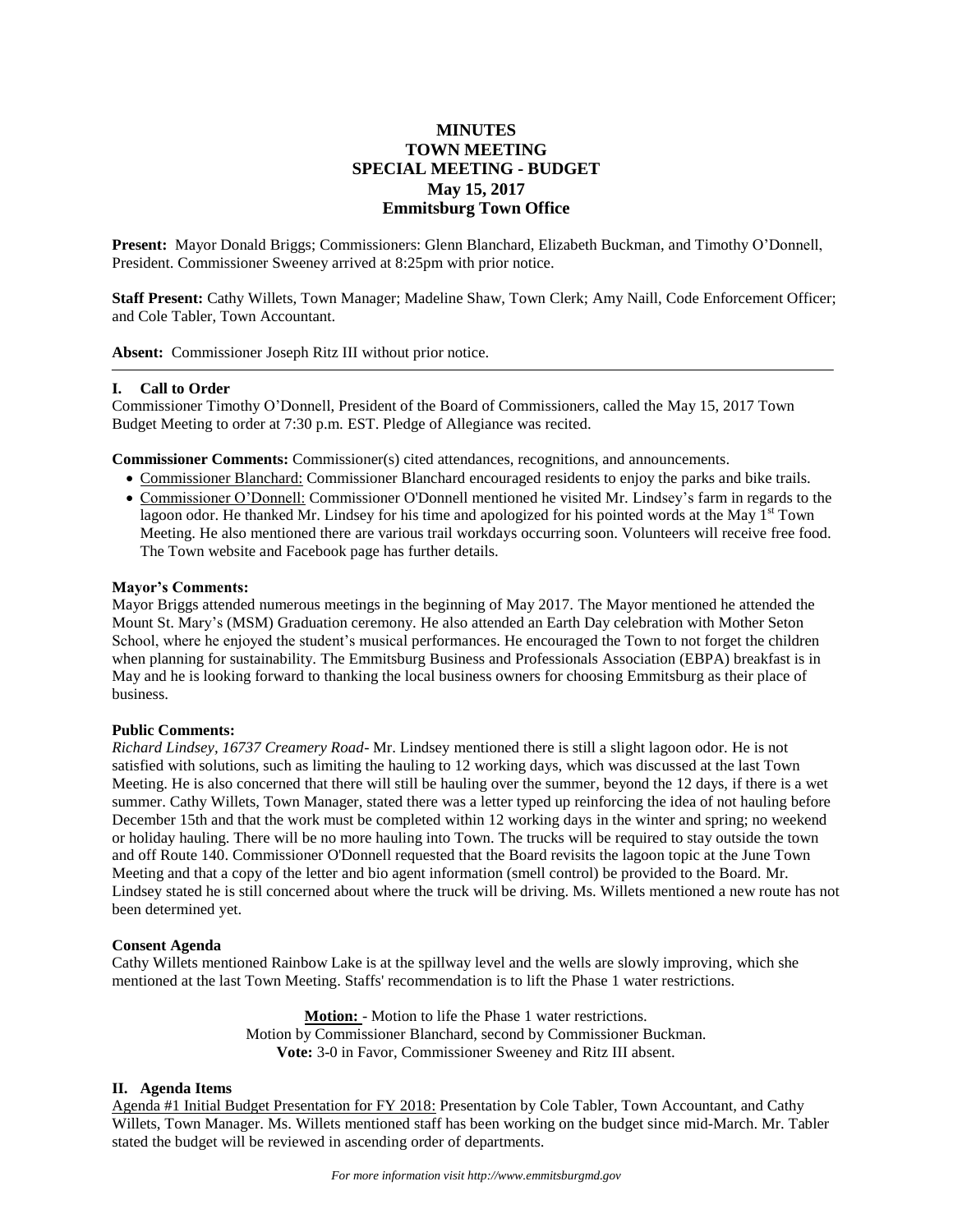# MINUTES
# TOWN MEETING
# SPECIAL MEETING - BUDGET
# May 15, 2017
# Emmitsburg Town Office

**Present:** Mayor Donald Briggs; Commissioners: Glenn Blanchard, Elizabeth Buckman, and Timothy O'Donnell, President. Commissioner Sweeney arrived at 8:25pm with prior notice.

**Staff Present:** Cathy Willets, Town Manager; Madeline Shaw, Town Clerk; Amy Naill, Code Enforcement Officer; and Cole Tabler, Town Accountant.

**Absent:** Commissioner Joseph Ritz III without prior notice.

---

## I. Call to Order

Commissioner Timothy O'Donnell, President of the Board of Commissioners, called the May 15, 2017 Town Budget Meeting to order at 7:30 p.m. EST. Pledge of Allegiance was recited.

**Commissioner Comments:** Commissioner(s) cited attendances, recognitions, and announcements.

- Commissioner Blanchard: Commissioner Blanchard encouraged residents to enjoy the parks and bike trails.
- Commissioner O'Donnell: Commissioner O'Donnell mentioned he visited Mr. Lindsey's farm in regards to the lagoon odor. He thanked Mr. Lindsey for his time and apologized for his pointed words at the May 1st Town Meeting. He also mentioned there are various trail workdays occurring soon. Volunteers will receive free food. The Town website and Facebook page has further details.

**Mayor's Comments:**

Mayor Briggs attended numerous meetings in the beginning of May 2017. The Mayor mentioned he attended the Mount St. Mary's (MSM) Graduation ceremony. He also attended an Earth Day celebration with Mother Seton School, where he enjoyed the student's musical performances. He encouraged the Town to not forget the children when planning for sustainability. The Emmitsburg Business and Professionals Association (EBPA) breakfast is in May and he is looking forward to thanking the local business owners for choosing Emmitsburg as their place of business.

**Public Comments:**

*Richard Lindsey, 16737 Creamery Road*- Mr. Lindsey mentioned there is still a slight lagoon odor. He is not satisfied with solutions, such as limiting the hauling to 12 working days, which was discussed at the last Town Meeting. He is also concerned that there will still be hauling over the summer, beyond the 12 days, if there is a wet summer. Cathy Willets, Town Manager, stated there was a letter typed up reinforcing the idea of not hauling before December 15th and that the work must be completed within 12 working days in the winter and spring; no weekend or holiday hauling. There will be no more hauling into Town. The trucks will be required to stay outside the town and off Route 140. Commissioner O'Donnell requested that the Board revisits the lagoon topic at the June Town Meeting and that a copy of the letter and bio agent information (smell control) be provided to the Board. Mr. Lindsey stated he is still concerned about where the truck will be driving. Ms. Willets mentioned a new route has not been determined yet.

**Consent Agenda**

Cathy Willets mentioned Rainbow Lake is at the spillway level and the wells are slowly improving, which she mentioned at the last Town Meeting. Staffs' recommendation is to lift the Phase 1 water restrictions.

**Motion:** - Motion to life the Phase 1 water restrictions.
Motion by Commissioner Blanchard, second by Commissioner Buckman.
**Vote:** 3-0 in Favor, Commissioner Sweeney and Ritz III absent.

## II. Agenda Items

Agenda #1 Initial Budget Presentation for FY 2018: Presentation by Cole Tabler, Town Accountant, and Cathy Willets, Town Manager. Ms. Willets mentioned staff has been working on the budget since mid-March. Mr. Tabler stated the budget will be reviewed in ascending order of departments.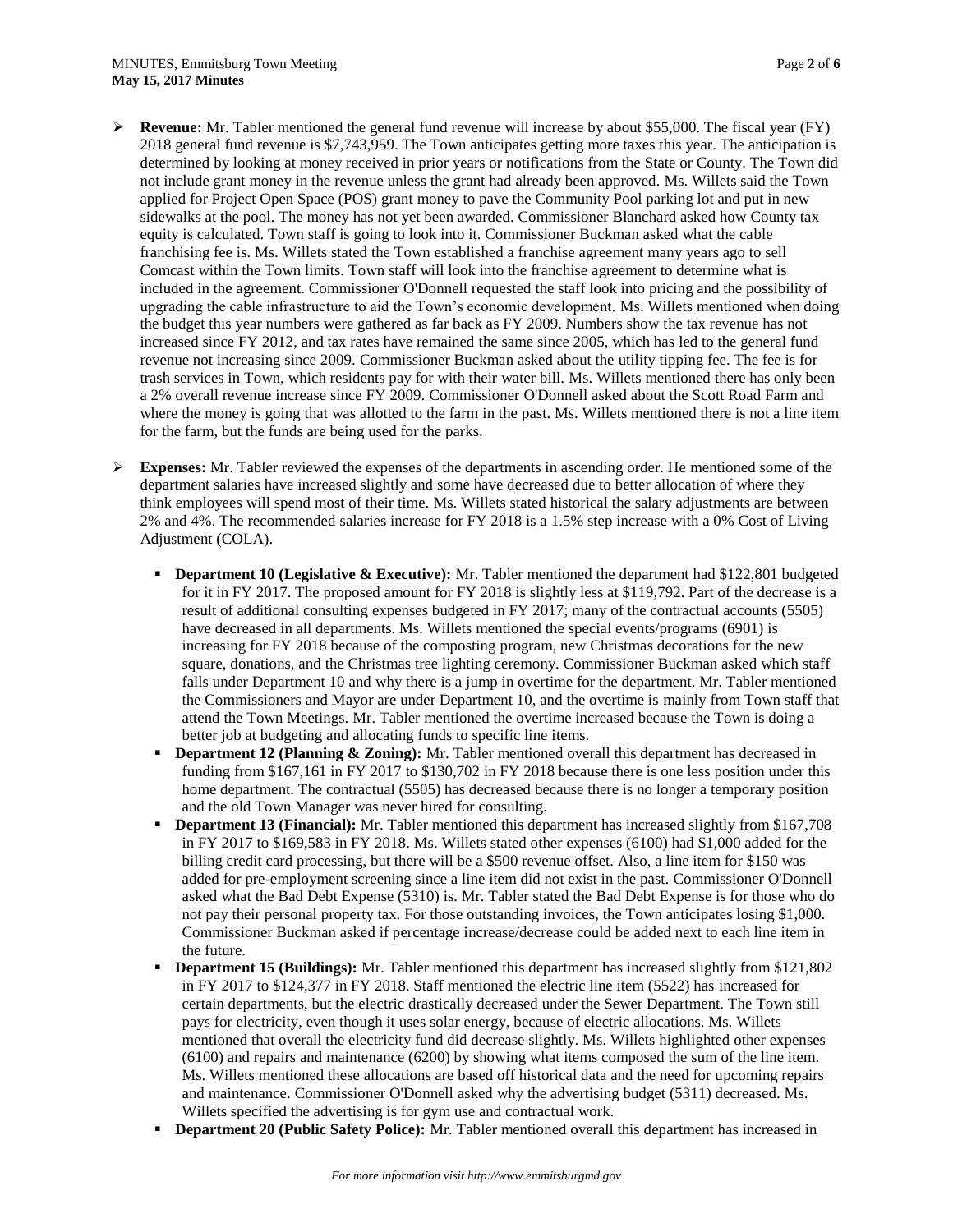- **Revenue:** Mr. Tabler mentioned the general fund revenue will increase by about $55,000. The fiscal year (FY) 2018 general fund revenue is $7,743,959. The Town anticipates getting more taxes this year. The anticipation is determined by looking at money received in prior years or notifications from the State or County. The Town did not include grant money in the revenue unless the grant had already been approved. Ms. Willets said the Town applied for Project Open Space (POS) grant money to pave the Community Pool parking lot and put in new sidewalks at the pool. The money has not yet been awarded. Commissioner Blanchard asked how County tax equity is calculated. Town staff is going to look into it. Commissioner Buckman asked what the cable franchising fee is. Ms. Willets stated the Town established a franchise agreement many years ago to sell Comcast within the Town limits. Town staff will look into the franchise agreement to determine what is included in the agreement. Commissioner O'Donnell requested the staff look into pricing and the possibility of upgrading the cable infrastructure to aid the Town's economic development. Ms. Willets mentioned when doing the budget this year numbers were gathered as far back as FY 2009. Numbers show the tax revenue has not increased since FY 2012, and tax rates have remained the same since 2005, which has led to the general fund revenue not increasing since 2009. Commissioner Buckman asked about the utility tipping fee. The fee is for trash services in Town, which residents pay for with their water bill. Ms. Willets mentioned there has only been a 2% overall revenue increase since FY 2009. Commissioner O'Donnell asked about the Scott Road Farm and where the money is going that was allotted to the farm in the past. Ms. Willets mentioned there is not a line item for the farm, but the funds are being used for the parks.

- **Expenses:** Mr. Tabler reviewed the expenses of the departments in ascending order. He mentioned some of the department salaries have increased slightly and some have decreased due to better allocation of where they think employees will spend most of their time. Ms. Willets stated historical the salary adjustments are between 2% and 4%. The recommended salaries increase for FY 2018 is a 1.5% step increase with a 0% Cost of Living Adjustment (COLA).

  - **Department 10 (Legislative & Executive):** Mr. Tabler mentioned the department had $122,801 budgeted for it in FY 2017. The proposed amount for FY 2018 is slightly less at $119,792. Part of the decrease is a result of additional consulting expenses budgeted in FY 2017; many of the contractual accounts (5505) have decreased in all departments. Ms. Willets mentioned the special events/programs (6901) is increasing for FY 2018 because of the composting program, new Christmas decorations for the new square, donations, and the Christmas tree lighting ceremony. Commissioner Buckman asked which staff falls under Department 10 and why there is a jump in overtime for the department. Mr. Tabler mentioned the Commissioners and Mayor are under Department 10, and the overtime is mainly from Town staff that attend the Town Meetings. Mr. Tabler mentioned the overtime increased because the Town is doing a better job at budgeting and allocating funds to specific line items.
  - **Department 12 (Planning & Zoning):** Mr. Tabler mentioned overall this department has decreased in funding from $167,161 in FY 2017 to $130,702 in FY 2018 because there is one less position under this home department. The contractual (5505) has decreased because there is no longer a temporary position and the old Town Manager was never hired for consulting.
  - **Department 13 (Financial):** Mr. Tabler mentioned this department has increased slightly from $167,708 in FY 2017 to $169,583 in FY 2018. Ms. Willets stated other expenses (6100) had $1,000 added for the billing credit card processing, but there will be a $500 revenue offset. Also, a line item for $150 was added for pre-employment screening since a line item did not exist in the past. Commissioner O'Donnell asked what the Bad Debt Expense (5310) is. Mr. Tabler stated the Bad Debt Expense is for those who do not pay their personal property tax. For those outstanding invoices, the Town anticipates losing $1,000. Commissioner Buckman asked if percentage increase/decrease could be added next to each line item in the future.
  - **Department 15 (Buildings):** Mr. Tabler mentioned this department has increased slightly from $121,802 in FY 2017 to $124,377 in FY 2018. Staff mentioned the electric line item (5522) has increased for certain departments, but the electric drastically decreased under the Sewer Department. The Town still pays for electricity, even though it uses solar energy, because of electric allocations. Ms. Willets mentioned that overall the electricity fund did decrease slightly. Ms. Willets highlighted other expenses (6100) and repairs and maintenance (6200) by showing what items composed the sum of the line item. Ms. Willets mentioned these allocations are based off historical data and the need for upcoming repairs and maintenance. Commissioner O'Donnell asked why the advertising budget (5311) decreased. Ms. Willets specified the advertising is for gym use and contractual work.
  - **Department 20 (Public Safety Police):** Mr. Tabler mentioned overall this department has increased in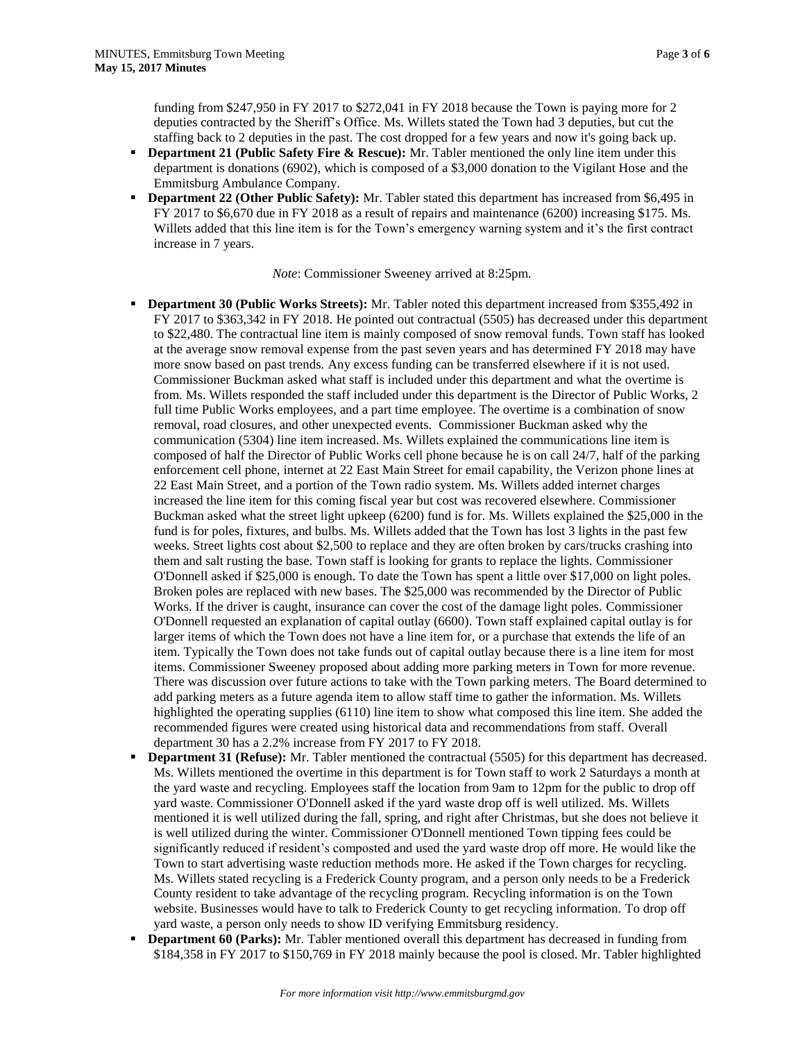funding from $247,950 in FY 2017 to $272,041 in FY 2018 because the Town is paying more for 2 deputies contracted by the Sheriff's Office. Ms. Willets stated the Town had 3 deputies, but cut the staffing back to 2 deputies in the past. The cost dropped for a few years and now it's going back up.

- **Department 21 (Public Safety Fire & Rescue):** Mr. Tabler mentioned the only line item under this department is donations (6902), which is composed of a $3,000 donation to the Vigilant Hose and the Emmitsburg Ambulance Company.
- **Department 22 (Other Public Safety):** Mr. Tabler stated this department has increased from $6,495 in FY 2017 to $6,670 due in FY 2018 as a result of repairs and maintenance (6200) increasing $175. Ms. Willets added that this line item is for the Town's emergency warning system and it's the first contract increase in 7 years.

*Note*: Commissioner Sweeney arrived at 8:25pm.

- **Department 30 (Public Works Streets):** Mr. Tabler noted this department increased from $355,492 in FY 2017 to $363,342 in FY 2018. He pointed out contractual (5505) has decreased under this department to $22,480. The contractual line item is mainly composed of snow removal funds. Town staff has looked at the average snow removal expense from the past seven years and has determined FY 2018 may have more snow based on past trends. Any excess funding can be transferred elsewhere if it is not used. Commissioner Buckman asked what staff is included under this department and what the overtime is from. Ms. Willets responded the staff included under this department is the Director of Public Works, 2 full time Public Works employees, and a part time employee. The overtime is a combination of snow removal, road closures, and other unexpected events. Commissioner Buckman asked why the communication (5304) line item increased. Ms. Willets explained the communications line item is composed of half the Director of Public Works cell phone because he is on call 24/7, half of the parking enforcement cell phone, internet at 22 East Main Street for email capability, the Verizon phone lines at 22 East Main Street, and a portion of the Town radio system. Ms. Willets added internet charges increased the line item for this coming fiscal year but cost was recovered elsewhere. Commissioner Buckman asked what the street light upkeep (6200) fund is for. Ms. Willets explained the $25,000 in the fund is for poles, fixtures, and bulbs. Ms. Willets added that the Town has lost 3 lights in the past few weeks. Street lights cost about $2,500 to replace and they are often broken by cars/trucks crashing into them and salt rusting the base. Town staff is looking for grants to replace the lights. Commissioner O'Donnell asked if $25,000 is enough. To date the Town has spent a little over $17,000 on light poles. Broken poles are replaced with new bases. The $25,000 was recommended by the Director of Public Works. If the driver is caught, insurance can cover the cost of the damage light poles. Commissioner O'Donnell requested an explanation of capital outlay (6600). Town staff explained capital outlay is for larger items of which the Town does not have a line item for, or a purchase that extends the life of an item. Typically the Town does not take funds out of capital outlay because there is a line item for most items. Commissioner Sweeney proposed about adding more parking meters in Town for more revenue. There was discussion over future actions to take with the Town parking meters. The Board determined to add parking meters as a future agenda item to allow staff time to gather the information. Ms. Willets highlighted the operating supplies (6110) line item to show what composed this line item. She added the recommended figures were created using historical data and recommendations from staff. Overall department 30 has a 2.2% increase from FY 2017 to FY 2018.
- **Department 31 (Refuse):** Mr. Tabler mentioned the contractual (5505) for this department has decreased. Ms. Willets mentioned the overtime in this department is for Town staff to work 2 Saturdays a month at the yard waste and recycling. Employees staff the location from 9am to 12pm for the public to drop off yard waste. Commissioner O'Donnell asked if the yard waste drop off is well utilized. Ms. Willets mentioned it is well utilized during the fall, spring, and right after Christmas, but she does not believe it is well utilized during the winter. Commissioner O'Donnell mentioned Town tipping fees could be significantly reduced if resident's composted and used the yard waste drop off more. He would like the Town to start advertising waste reduction methods more. He asked if the Town charges for recycling. Ms. Willets stated recycling is a Frederick County program, and a person only needs to be a Frederick County resident to take advantage of the recycling program. Recycling information is on the Town website. Businesses would have to talk to Frederick County to get recycling information. To drop off yard waste, a person only needs to show ID verifying Emmitsburg residency.
- **Department 60 (Parks):** Mr. Tabler mentioned overall this department has decreased in funding from $184,358 in FY 2017 to $150,769 in FY 2018 mainly because the pool is closed. Mr. Tabler highlighted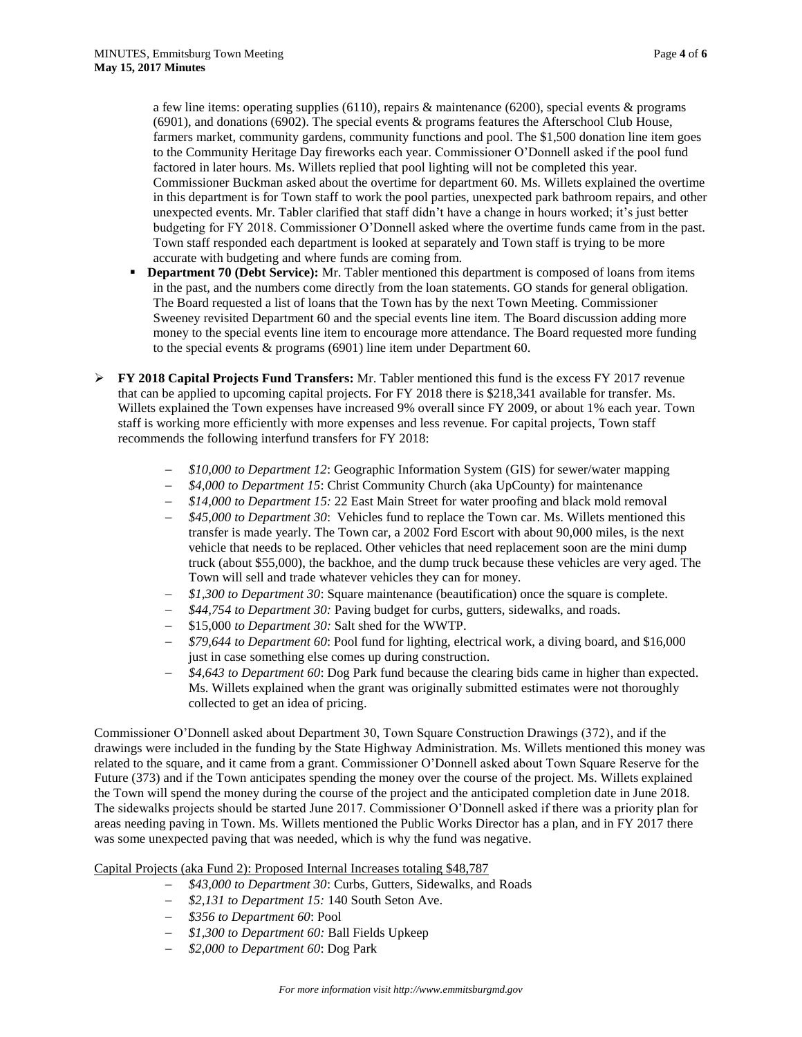a few line items: operating supplies (6110), repairs & maintenance (6200), special events & programs (6901), and donations (6902). The special events & programs features the Afterschool Club House, farmers market, community gardens, community functions and pool. The $1,500 donation line item goes to the Community Heritage Day fireworks each year. Commissioner O'Donnell asked if the pool fund factored in later hours. Ms. Willets replied that pool lighting will not be completed this year. Commissioner Buckman asked about the overtime for department 60. Ms. Willets explained the overtime in this department is for Town staff to work the pool parties, unexpected park bathroom repairs, and other unexpected events. Mr. Tabler clarified that staff didn't have a change in hours worked; it's just better budgeting for FY 2018. Commissioner O'Donnell asked where the overtime funds came from in the past. Town staff responded each department is looked at separately and Town staff is trying to be more accurate with budgeting and where funds are coming from.

- **Department 70 (Debt Service):** Mr. Tabler mentioned this department is composed of loans from items in the past, and the numbers come directly from the loan statements. GO stands for general obligation. The Board requested a list of loans that the Town has by the next Town Meeting. Commissioner Sweeney revisited Department 60 and the special events line item. The Board discussion adding more money to the special events line item to encourage more attendance. The Board requested more funding to the special events & programs (6901) line item under Department 60.

- **FY 2018 Capital Projects Fund Transfers:** Mr. Tabler mentioned this fund is the excess FY 2017 revenue that can be applied to upcoming capital projects. For FY 2018 there is $218,341 available for transfer. Ms. Willets explained the Town expenses have increased 9% overall since FY 2009, or about 1% each year. Town staff is working more efficiently with more expenses and less revenue. For capital projects, Town staff recommends the following interfund transfers for FY 2018:
  - *$10,000 to Department 12*: Geographic Information System (GIS) for sewer/water mapping
  - *$4,000 to Department 15*: Christ Community Church (aka UpCounty) for maintenance
  - *$14,000 to Department 15:* 22 East Main Street for water proofing and black mold removal
  - *$45,000 to Department 30*: Vehicles fund to replace the Town car. Ms. Willets mentioned this transfer is made yearly. The Town car, a 2002 Ford Escort with about 90,000 miles, is the next vehicle that needs to be replaced. Other vehicles that need replacement soon are the mini dump truck (about $55,000), the backhoe, and the dump truck because these vehicles are very aged. The Town will sell and trade whatever vehicles they can for money.
  - *$1,300 to Department 30*: Square maintenance (beautification) once the square is complete.
  - *$44,754 to Department 30:* Paving budget for curbs, gutters, sidewalks, and roads.
  - $15,000 *to Department 30:* Salt shed for the WWTP.
  - *$79,644 to Department 60*: Pool fund for lighting, electrical work, a diving board, and $16,000 just in case something else comes up during construction.
  - *$4,643 to Department 60*: Dog Park fund because the clearing bids came in higher than expected. Ms. Willets explained when the grant was originally submitted estimates were not thoroughly collected to get an idea of pricing.

Commissioner O'Donnell asked about Department 30, Town Square Construction Drawings (372), and if the drawings were included in the funding by the State Highway Administration. Ms. Willets mentioned this money was related to the square, and it came from a grant. Commissioner O'Donnell asked about Town Square Reserve for the Future (373) and if the Town anticipates spending the money over the course of the project. Ms. Willets explained the Town will spend the money during the course of the project and the anticipated completion date in June 2018. The sidewalks projects should be started June 2017. Commissioner O'Donnell asked if there was a priority plan for areas needing paving in Town. Ms. Willets mentioned the Public Works Director has a plan, and in FY 2017 there was some unexpected paving that was needed, which is why the fund was negative.

<u>Capital Projects (aka Fund 2): Proposed Internal Increases totaling $48,787</u>

- *$43,000 to Department 30*: Curbs, Gutters, Sidewalks, and Roads
- *$2,131 to Department 15:* 140 South Seton Ave.
- *$356 to Department 60*: Pool
- *$1,300 to Department 60:* Ball Fields Upkeep
- *$2,000 to Department 60*: Dog Park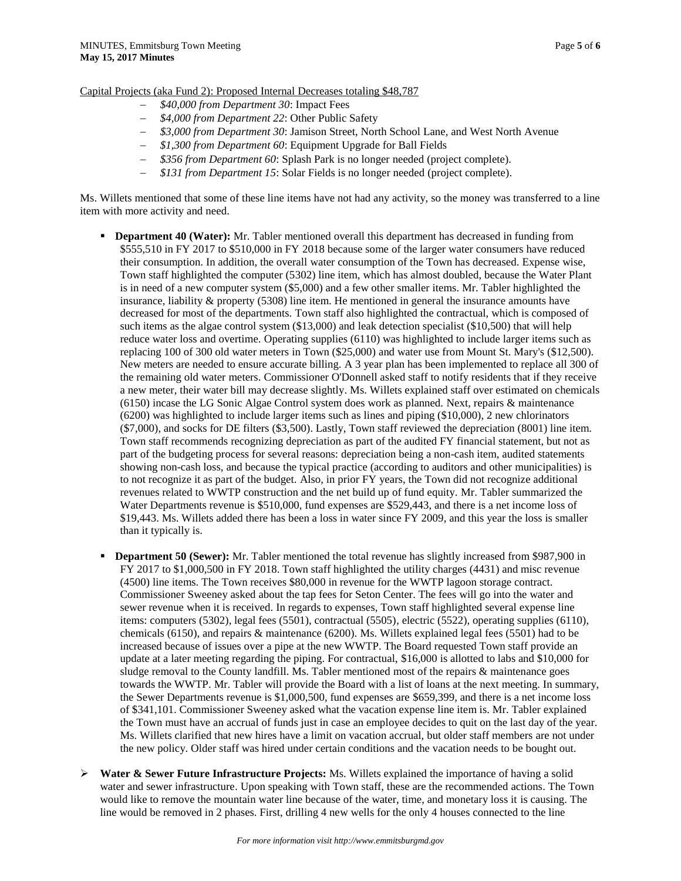Capital Projects (aka Fund 2): Proposed Internal Decreases totaling $48,787

- *$40,000 from Department 30*: Impact Fees
- *$4,000 from Department 22*: Other Public Safety
- *$3,000 from Department 30*: Jamison Street, North School Lane, and West North Avenue
- *$1,300 from Department 60*: Equipment Upgrade for Ball Fields
- *$356 from Department 60*: Splash Park is no longer needed (project complete).
- *$131 from Department 15*: Solar Fields is no longer needed (project complete).

Ms. Willets mentioned that some of these line items have not had any activity, so the money was transferred to a line item with more activity and need.

- **Department 40 (Water):** Mr. Tabler mentioned overall this department has decreased in funding from $555,510 in FY 2017 to $510,000 in FY 2018 because some of the larger water consumers have reduced their consumption. In addition, the overall water consumption of the Town has decreased. Expense wise, Town staff highlighted the computer (5302) line item, which has almost doubled, because the Water Plant is in need of a new computer system ($5,000) and a few other smaller items. Mr. Tabler highlighted the insurance, liability & property (5308) line item. He mentioned in general the insurance amounts have decreased for most of the departments. Town staff also highlighted the contractual, which is composed of such items as the algae control system ($13,000) and leak detection specialist ($10,500) that will help reduce water loss and overtime. Operating supplies (6110) was highlighted to include larger items such as replacing 100 of 300 old water meters in Town ($25,000) and water use from Mount St. Mary's ($12,500). New meters are needed to ensure accurate billing. A 3 year plan has been implemented to replace all 300 of the remaining old water meters. Commissioner O'Donnell asked staff to notify residents that if they receive a new meter, their water bill may decrease slightly. Ms. Willets explained staff over estimated on chemicals (6150) incase the LG Sonic Algae Control system does work as planned. Next, repairs & maintenance (6200) was highlighted to include larger items such as lines and piping ($10,000), 2 new chlorinators ($7,000), and socks for DE filters ($3,500). Lastly, Town staff reviewed the depreciation (8001) line item. Town staff recommends recognizing depreciation as part of the audited FY financial statement, but not as part of the budgeting process for several reasons: depreciation being a non-cash item, audited statements showing non-cash loss, and because the typical practice (according to auditors and other municipalities) is to not recognize it as part of the budget. Also, in prior FY years, the Town did not recognize additional revenues related to WWTP construction and the net build up of fund equity. Mr. Tabler summarized the Water Departments revenue is $510,000, fund expenses are $529,443, and there is a net income loss of $19,443. Ms. Willets added there has been a loss in water since FY 2009, and this year the loss is smaller than it typically is.

- **Department 50 (Sewer):** Mr. Tabler mentioned the total revenue has slightly increased from $987,900 in FY 2017 to $1,000,500 in FY 2018. Town staff highlighted the utility charges (4431) and misc revenue (4500) line items. The Town receives $80,000 in revenue for the WWTP lagoon storage contract. Commissioner Sweeney asked about the tap fees for Seton Center. The fees will go into the water and sewer revenue when it is received. In regards to expenses, Town staff highlighted several expense line items: computers (5302), legal fees (5501), contractual (5505), electric (5522), operating supplies (6110), chemicals (6150), and repairs & maintenance (6200). Ms. Willets explained legal fees (5501) had to be increased because of issues over a pipe at the new WWTP. The Board requested Town staff provide an update at a later meeting regarding the piping. For contractual, $16,000 is allotted to labs and $10,000 for sludge removal to the County landfill. Ms. Tabler mentioned most of the repairs & maintenance goes towards the WWTP. Mr. Tabler will provide the Board with a list of loans at the next meeting. In summary, the Sewer Departments revenue is $1,000,500, fund expenses are $659,399, and there is a net income loss of $341,101. Commissioner Sweeney asked what the vacation expense line item is. Mr. Tabler explained the Town must have an accrual of funds just in case an employee decides to quit on the last day of the year. Ms. Willets clarified that new hires have a limit on vacation accrual, but older staff members are not under the new policy. Older staff was hired under certain conditions and the vacation needs to be bought out.

- **Water & Sewer Future Infrastructure Projects:** Ms. Willets explained the importance of having a solid water and sewer infrastructure. Upon speaking with Town staff, these are the recommended actions. The Town would like to remove the mountain water line because of the water, time, and monetary loss it is causing. The line would be removed in 2 phases. First, drilling 4 new wells for the only 4 houses connected to the line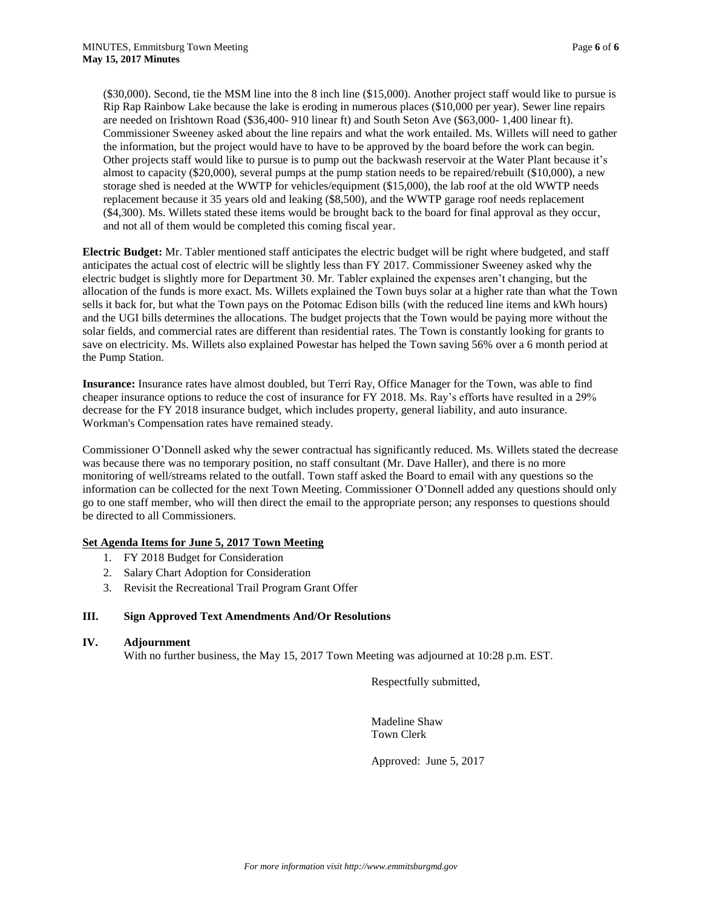($30,000). Second, tie the MSM line into the 8 inch line ($15,000). Another project staff would like to pursue is Rip Rap Rainbow Lake because the lake is eroding in numerous places ($10,000 per year). Sewer line repairs are needed on Irishtown Road ($36,400- 910 linear ft) and South Seton Ave ($63,000- 1,400 linear ft). Commissioner Sweeney asked about the line repairs and what the work entailed. Ms. Willets will need to gather the information, but the project would have to have to be approved by the board before the work can begin. Other projects staff would like to pursue is to pump out the backwash reservoir at the Water Plant because it's almost to capacity ($20,000), several pumps at the pump station needs to be repaired/rebuilt ($10,000), a new storage shed is needed at the WWTP for vehicles/equipment ($15,000), the lab roof at the old WWTP needs replacement because it 35 years old and leaking ($8,500), and the WWTP garage roof needs replacement ($4,300). Ms. Willets stated these items would be brought back to the board for final approval as they occur, and not all of them would be completed this coming fiscal year.

**Electric Budget:** Mr. Tabler mentioned staff anticipates the electric budget will be right where budgeted, and staff anticipates the actual cost of electric will be slightly less than FY 2017. Commissioner Sweeney asked why the electric budget is slightly more for Department 30. Mr. Tabler explained the expenses aren't changing, but the allocation of the funds is more exact. Ms. Willets explained the Town buys solar at a higher rate than what the Town sells it back for, but what the Town pays on the Potomac Edison bills (with the reduced line items and kWh hours) and the UGI bills determines the allocations. The budget projects that the Town would be paying more without the solar fields, and commercial rates are different than residential rates. The Town is constantly looking for grants to save on electricity. Ms. Willets also explained Powestar has helped the Town saving 56% over a 6 month period at the Pump Station.

**Insurance:** Insurance rates have almost doubled, but Terri Ray, Office Manager for the Town, was able to find cheaper insurance options to reduce the cost of insurance for FY 2018. Ms. Ray's efforts have resulted in a 29% decrease for the FY 2018 insurance budget, which includes property, general liability, and auto insurance. Workman's Compensation rates have remained steady.

Commissioner O'Donnell asked why the sewer contractual has significantly reduced. Ms. Willets stated the decrease was because there was no temporary position, no staff consultant (Mr. Dave Haller), and there is no more monitoring of well/streams related to the outfall. Town staff asked the Board to email with any questions so the information can be collected for the next Town Meeting. Commissioner O'Donnell added any questions should only go to one staff member, who will then direct the email to the appropriate person; any responses to questions should be directed to all Commissioners.

**Set Agenda Items for June 5, 2017 Town Meeting**

1. FY 2018 Budget for Consideration
2. Salary Chart Adoption for Consideration
3. Revisit the Recreational Trail Program Grant Offer

## III. Sign Approved Text Amendments And/Or Resolutions

## IV. Adjournment

With no further business, the May 15, 2017 Town Meeting was adjourned at 10:28 p.m. EST.

Respectfully submitted,

Madeline Shaw
Town Clerk

Approved: June 5, 2017

*For more information visit http://www.emmitsburgmd.gov*